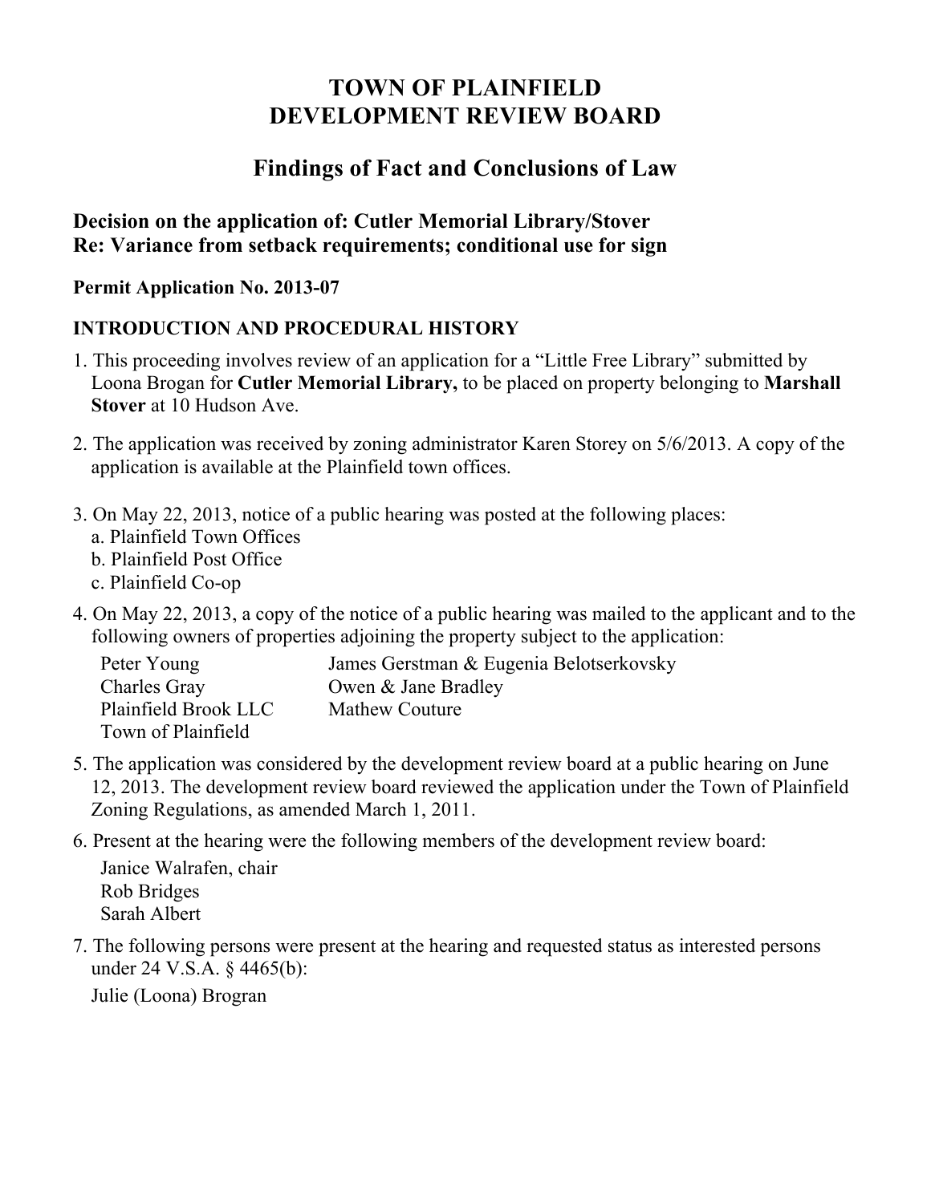# TOWN OF PLAINFIELD
# DEVELOPMENT REVIEW BOARD

## Findings of Fact and Conclusions of Law

### Decision on the application of: Cutler Memorial Library/Stover
### Re: Variance from setback requirements; conditional use for sign

**Permit Application No. 2013-07**

### INTRODUCTION AND PROCEDURAL HISTORY

1. This proceeding involves review of an application for a "Little Free Library" submitted by Loona Brogan for **Cutler Memorial Library,** to be placed on property belonging to **Marshall Stover** at 10 Hudson Ave.

2. The application was received by zoning administrator Karen Storey on 5/6/2013. A copy of the application is available at the Plainfield town offices.

3. On May 22, 2013, notice of a public hearing was posted at the following places:
   a. Plainfield Town Offices
   b. Plainfield Post Office
   c. Plainfield Co-op

4. On May 22, 2013, a copy of the notice of a public hearing was mailed to the applicant and to the following owners of properties adjoining the property subject to the application:

   Peter Young
   Charles Gray
   Plainfield Brook LLC
   Town of Plainfield
   James Gerstman & Eugenia Belotserkovsky
   Owen & Jane Bradley
   Mathew Couture

5. The application was considered by the development review board at a public hearing on June 12, 2013. The development review board reviewed the application under the Town of Plainfield Zoning Regulations, as amended March 1, 2011.

6. Present at the hearing were the following members of the development review board:

   Janice Walrafen, chair
   Rob Bridges
   Sarah Albert

7. The following persons were present at the hearing and requested status as interested persons under 24 V.S.A. § 4465(b):

   Julie (Loona) Brogran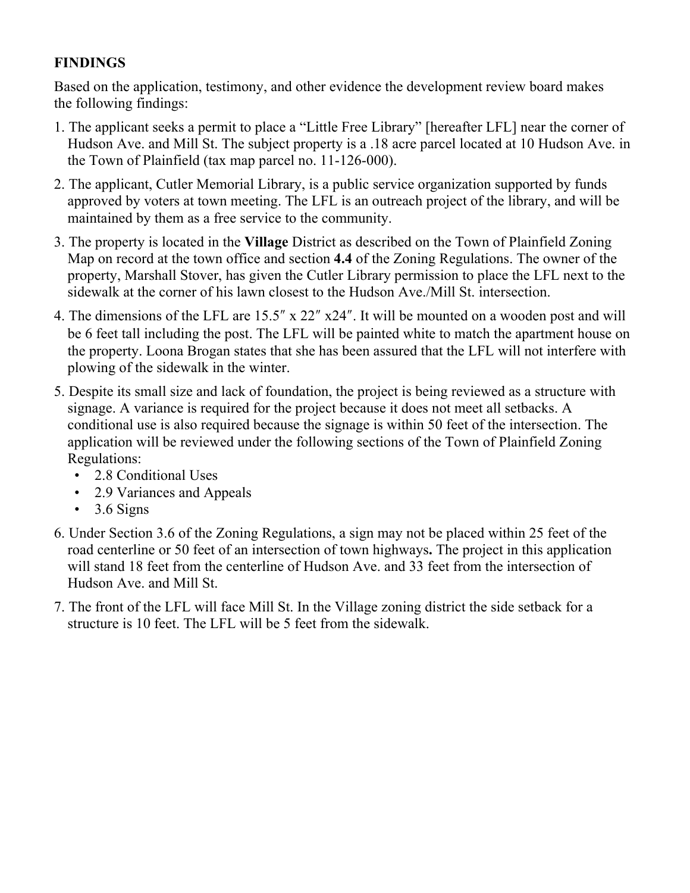**FINDINGS**

Based on the application, testimony, and other evidence the development review board makes the following findings:

1. The applicant seeks a permit to place a "Little Free Library" [hereafter LFL] near the corner of Hudson Ave. and Mill St. The subject property is a .18 acre parcel located at 10 Hudson Ave. in the Town of Plainfield (tax map parcel no. 11-126-000).
2. The applicant, Cutler Memorial Library, is a public service organization supported by funds approved by voters at town meeting. The LFL is an outreach project of the library, and will be maintained by them as a free service to the community.
3. The property is located in the **Village** District as described on the Town of Plainfield Zoning Map on record at the town office and section **4.4** of the Zoning Regulations. The owner of the property, Marshall Stover, has given the Cutler Library permission to place the LFL next to the sidewalk at the corner of his lawn closest to the Hudson Ave./Mill St. intersection.
4. The dimensions of the LFL are 15.5″ x 22″ x24″. It will be mounted on a wooden post and will be 6 feet tall including the post. The LFL will be painted white to match the apartment house on the property. Loona Brogan states that she has been assured that the LFL will not interfere with plowing of the sidewalk in the winter.
5. Despite its small size and lack of foundation, the project is being reviewed as a structure with signage. A variance is required for the project because it does not meet all setbacks. A conditional use is also required because the signage is within 50 feet of the intersection. The application will be reviewed under the following sections of the Town of Plainfield Zoning Regulations:
   - 2.8 Conditional Uses
   - 2.9 Variances and Appeals
   - 3.6 Signs
6. Under Section 3.6 of the Zoning Regulations, a sign may not be placed within 25 feet of the road centerline or 50 feet of an intersection of town highways**.** The project in this application will stand 18 feet from the centerline of Hudson Ave. and 33 feet from the intersection of Hudson Ave. and Mill St.
7. The front of the LFL will face Mill St. In the Village zoning district the side setback for a structure is 10 feet. The LFL will be 5 feet from the sidewalk.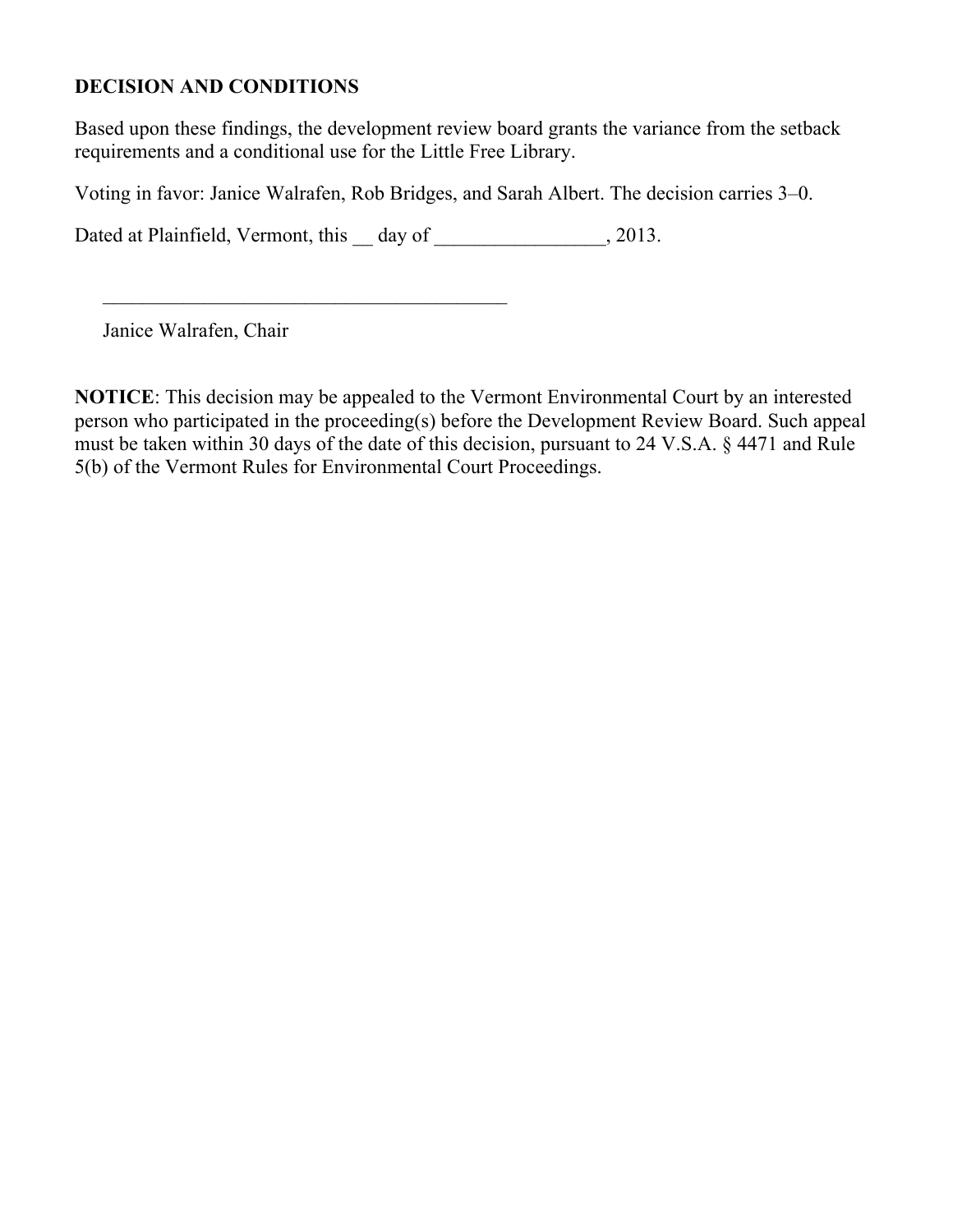**DECISION AND CONDITIONS**

Based upon these findings, the development review board grants the variance from the setback requirements and a conditional use for the Little Free Library.

Voting in favor: Janice Walrafen, Rob Bridges, and Sarah Albert. The decision carries 3–0.

Dated at Plainfield, Vermont, this __ day of _________________, 2013.

__________________________________________

Janice Walrafen, Chair

**NOTICE**: This decision may be appealed to the Vermont Environmental Court by an interested person who participated in the proceeding(s) before the Development Review Board. Such appeal must be taken within 30 days of the date of this decision, pursuant to 24 V.S.A. § 4471 and Rule 5(b) of the Vermont Rules for Environmental Court Proceedings.